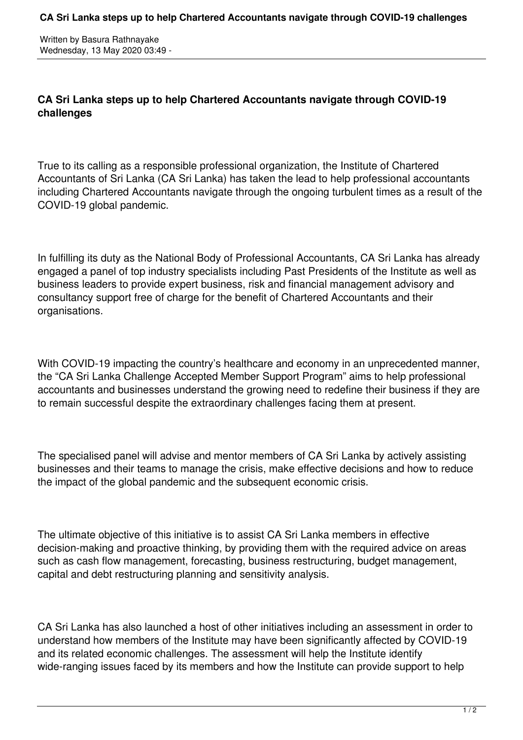Written by Basura Rathnayake
Wednesday, 13 May 2020 03:49 -

## CA Sri Lanka steps up to help Chartered Accountants navigate through COVID-19 challenges

True to its calling as a responsible professional organization, the Institute of Chartered Accountants of Sri Lanka (CA Sri Lanka) has taken the lead to help professional accountants including Chartered Accountants navigate through the ongoing turbulent times as a result of the COVID-19 global pandemic.

In fulfilling its duty as the National Body of Professional Accountants, CA Sri Lanka has already engaged a panel of top industry specialists including Past Presidents of the Institute as well as business leaders to provide expert business, risk and financial management advisory and consultancy support free of charge for the benefit of Chartered Accountants and their organisations.

With COVID-19 impacting the country's healthcare and economy in an unprecedented manner, the "CA Sri Lanka Challenge Accepted Member Support Program" aims to help professional accountants and businesses understand the growing need to redefine their business if they are to remain successful despite the extraordinary challenges facing them at present.

The specialised panel will advise and mentor members of CA Sri Lanka by actively assisting businesses and their teams to manage the crisis, make effective decisions and how to reduce the impact of the global pandemic and the subsequent economic crisis.

The ultimate objective of this initiative is to assist CA Sri Lanka members in effective decision-making and proactive thinking, by providing them with the required advice on areas such as cash flow management, forecasting, business restructuring, budget management, capital and debt restructuring planning and sensitivity analysis.

CA Sri Lanka has also launched a host of other initiatives including an assessment in order to understand how members of the Institute may have been significantly affected by COVID-19 and its related economic challenges. The assessment will help the Institute identify wide-ranging issues faced by its members and how the Institute can provide support to help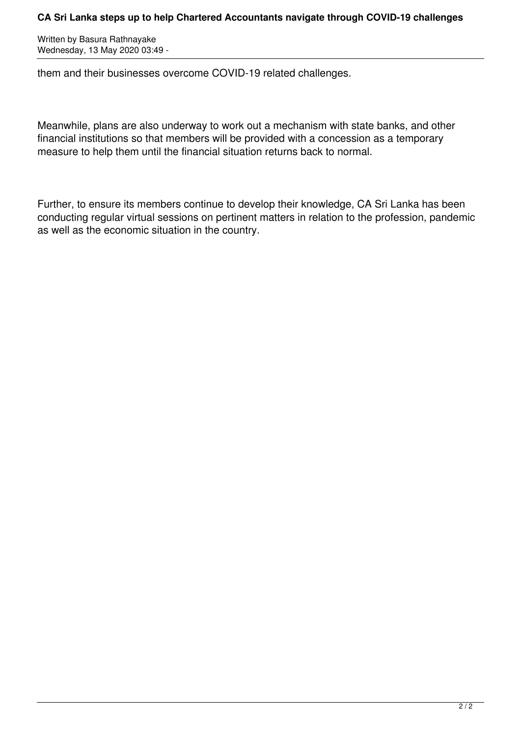them and their businesses overcome COVID-19 related challenges.

Meanwhile, plans are also underway to work out a mechanism with state banks, and other financial institutions so that members will be provided with a concession as a temporary measure to help them until the financial situation returns back to normal.

Further, to ensure its members continue to develop their knowledge, CA Sri Lanka has been conducting regular virtual sessions on pertinent matters in relation to the profession, pandemic as well as the economic situation in the country.